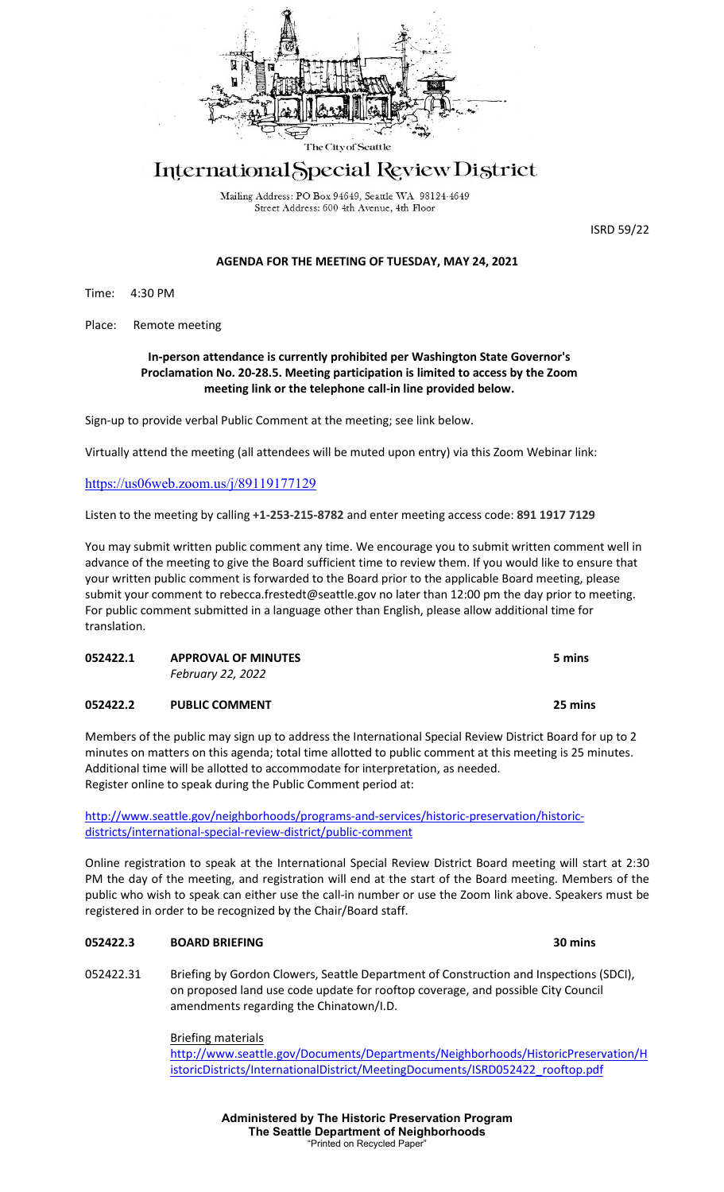The City of Seattle

# International Special Review District

Mailing Address: PO Box 94649, Seattle WA 98124-4649
Street Address: 600 4th Avenue, 4th Floor

ISRD 59/22

## AGENDA FOR THE MEETING OF TUESDAY, MAY 24, 2021

Time: 4:30 PM

Place: Remote meeting

**In-person attendance is currently prohibited per Washington State Governor's Proclamation No. 20-28.5. Meeting participation is limited to access by the Zoom meeting link or the telephone call-in line provided below.**

Sign-up to provide verbal Public Comment at the meeting; see link below.

Virtually attend the meeting (all attendees will be muted upon entry) via this Zoom Webinar link:

https://us06web.zoom.us/j/89119177129

Listen to the meeting by calling **+1-253-215-8782** and enter meeting access code: **891 1917 7129**

You may submit written public comment any time. We encourage you to submit written comment well in advance of the meeting to give the Board sufficient time to review them. If you would like to ensure that your written public comment is forwarded to the Board prior to the applicable Board meeting, please submit your comment to rebecca.frestedt@seattle.gov no later than 12:00 pm the day prior to meeting. For public comment submitted in a language other than English, please allow additional time for translation.

**052422.1 APPROVAL OF MINUTES** **5 mins**
*February 22, 2022*

**052422.2 PUBLIC COMMENT** **25 mins**

Members of the public may sign up to address the International Special Review District Board for up to 2 minutes on matters on this agenda; total time allotted to public comment at this meeting is 25 minutes. Additional time will be allotted to accommodate for interpretation, as needed.
Register online to speak during the Public Comment period at:

http://www.seattle.gov/neighborhoods/programs-and-services/historic-preservation/historic-districts/international-special-review-district/public-comment

Online registration to speak at the International Special Review District Board meeting will start at 2:30 PM the day of the meeting, and registration will end at the start of the Board meeting. Members of the public who wish to speak can either use the call-in number or use the Zoom link above. Speakers must be registered in order to be recognized by the Chair/Board staff.

**052422.3 BOARD BRIEFING** **30 mins**

052422.31 Briefing by Gordon Clowers, Seattle Department of Construction and Inspections (SDCI), on proposed land use code update for rooftop coverage, and possible City Council amendments regarding the Chinatown/I.D.

Briefing materials
http://www.seattle.gov/Documents/Departments/Neighborhoods/HistoricPreservation/HistoricDistricts/InternationalDistrict/MeetingDocuments/ISRD052422_rooftop.pdf

**Administered by The Historic Preservation Program**
**The Seattle Department of Neighborhoods**
"Printed on Recycled Paper"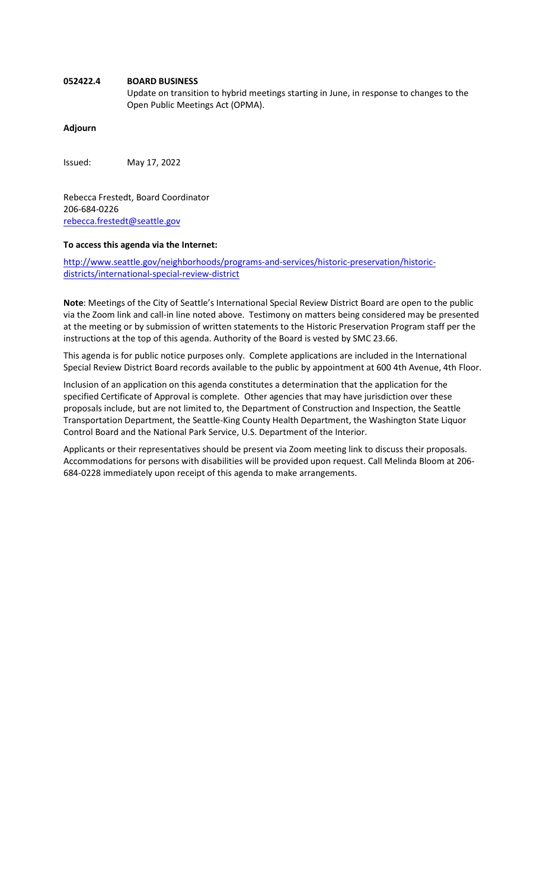**052422.4 BOARD BUSINESS**

Update on transition to hybrid meetings starting in June, in response to changes to the Open Public Meetings Act (OPMA).

**Adjourn**

Issued: May 17, 2022

Rebecca Frestedt, Board Coordinator
206-684-0226
rebecca.frestedt@seattle.gov

**To access this agenda via the Internet:**

http://www.seattle.gov/neighborhoods/programs-and-services/historic-preservation/historic-districts/international-special-review-district

**Note**: Meetings of the City of Seattle's International Special Review District Board are open to the public via the Zoom link and call-in line noted above. Testimony on matters being considered may be presented at the meeting or by submission of written statements to the Historic Preservation Program staff per the instructions at the top of this agenda. Authority of the Board is vested by SMC 23.66.

This agenda is for public notice purposes only. Complete applications are included in the International Special Review District Board records available to the public by appointment at 600 4th Avenue, 4th Floor.

Inclusion of an application on this agenda constitutes a determination that the application for the specified Certificate of Approval is complete. Other agencies that may have jurisdiction over these proposals include, but are not limited to, the Department of Construction and Inspection, the Seattle Transportation Department, the Seattle-King County Health Department, the Washington State Liquor Control Board and the National Park Service, U.S. Department of the Interior.

Applicants or their representatives should be present via Zoom meeting link to discuss their proposals. Accommodations for persons with disabilities will be provided upon request. Call Melinda Bloom at 206-684-0228 immediately upon receipt of this agenda to make arrangements.